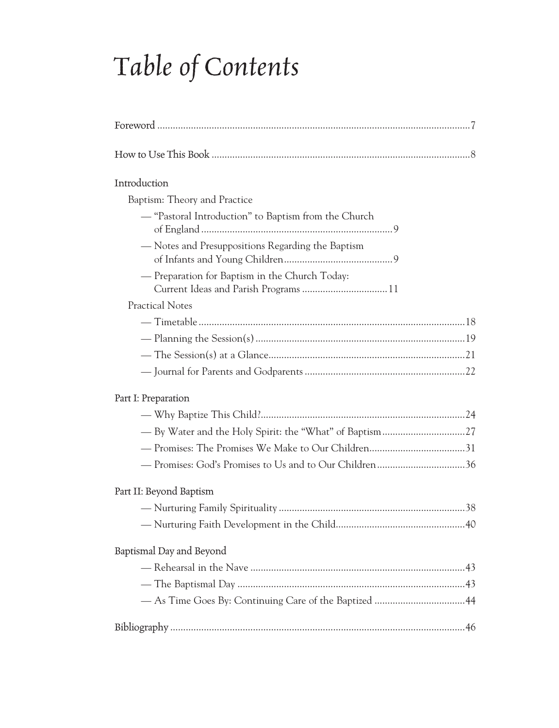# Table of Contents

Foreword ..... 7

How to Use This Book ..... 8

Introduction

Baptism: Theory and Practice

- "Pastoral Introduction" to Baptism from the Church of England ..... 9
- Notes and Presuppositions Regarding the Baptism of Infants and Young Children ..... 9
- Preparation for Baptism in the Church Today: Current Ideas and Parish Programs ..... 11

Practical Notes

- Timetable ..... 18
- Planning the Session(s) ..... 19
- The Session(s) at a Glance ..... 21
- Journal for Parents and Godparents ..... 22

Part I: Preparation

- Why Baptize This Child? ..... 24
- By Water and the Holy Spirit: the "What" of Baptism ..... 27
- Promises: The Promises We Make to Our Children ..... 31
- Promises: God's Promises to Us and to Our Children ..... 36

Part II: Beyond Baptism

- Nurturing Family Spirituality ..... 38
- Nurturing Faith Development in the Child ..... 40

Baptismal Day and Beyond

- Rehearsal in the Nave ..... 43
- The Baptismal Day ..... 43
- As Time Goes By: Continuing Care of the Baptized ..... 44

Bibliography ..... 46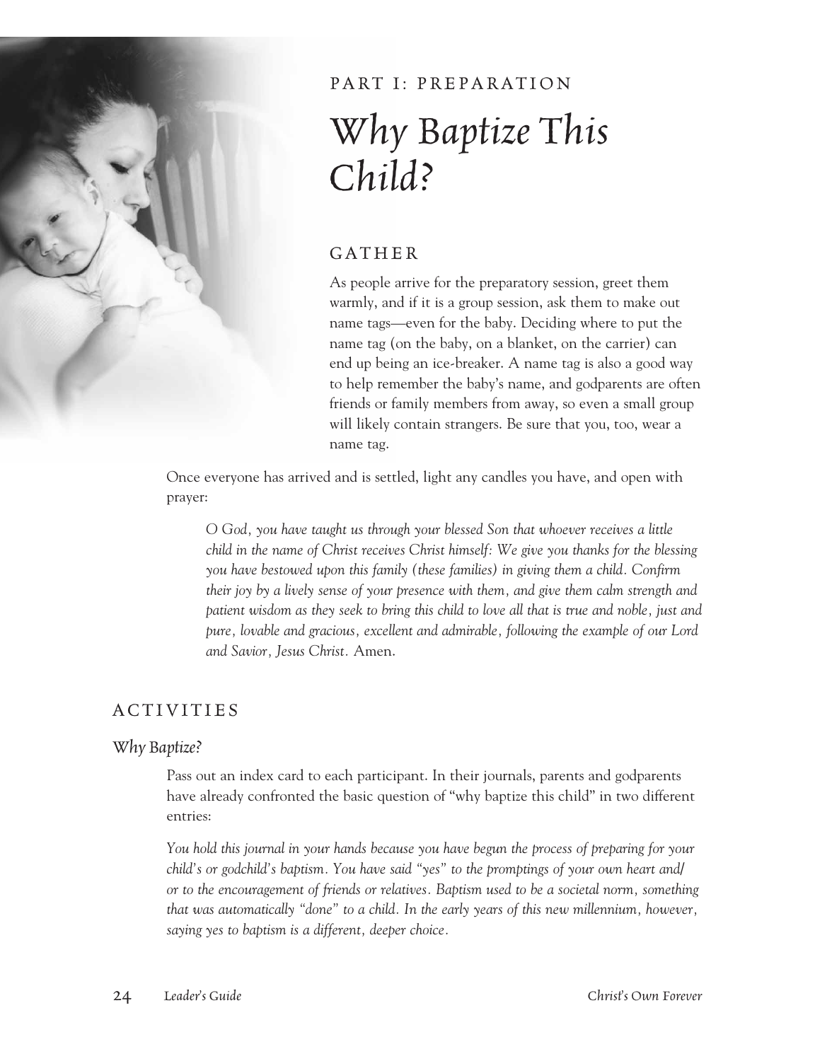PART I: PREPARATION

# *Why Baptize This Child?*

## GATHER

As people arrive for the preparatory session, greet them warmly, and if it is a group session, ask them to make out name tags—even for the baby. Deciding where to put the name tag (on the baby, on a blanket, on the carrier) can end up being an ice-breaker. A name tag is also a good way to help remember the baby's name, and godparents are often friends or family members from away, so even a small group will likely contain strangers. Be sure that you, too, wear a name tag.

Once everyone has arrived and is settled, light any candles you have, and open with prayer:

> *O God, you have taught us through your blessed Son that whoever receives a little child in the name of Christ receives Christ himself: We give you thanks for the blessing you have bestowed upon this family (these families) in giving them a child. Confirm their joy by a lively sense of your presence with them, and give them calm strength and patient wisdom as they seek to bring this child to love all that is true and noble, just and pure, lovable and gracious, excellent and admirable, following the example of our Lord and Savior, Jesus Christ.* Amen.

## ACTIVITIES

### *Why Baptize?*

Pass out an index card to each participant. In their journals, parents and godparents have already confronted the basic question of "why baptize this child" in two different entries:

> *You hold this journal in your hands because you have begun the process of preparing for your child's or godchild's baptism. You have said "yes" to the promptings of your own heart and/or to the encouragement of friends or relatives. Baptism used to be a societal norm, something that was automatically "done" to a child. In the early years of this new millennium, however, saying yes to baptism is a different, deeper choice.*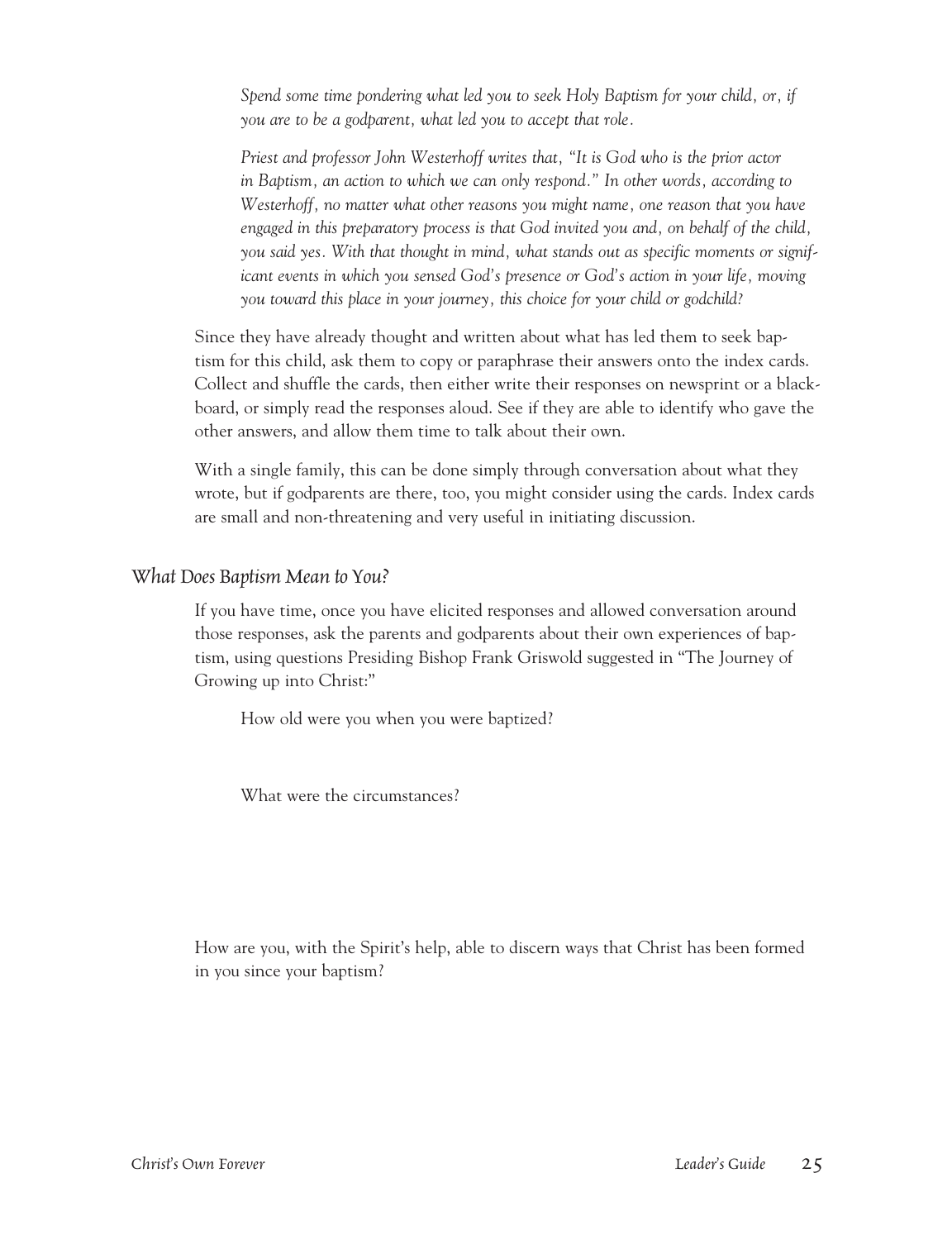*Spend some time pondering what led you to seek Holy Baptism for your child, or, if you are to be a godparent, what led you to accept that role.*

*Priest and professor John Westerhoff writes that, "It is God who is the prior actor in Baptism, an action to which we can only respond." In other words, according to Westerhoff, no matter what other reasons you might name, one reason that you have engaged in this preparatory process is that God invited you and, on behalf of the child, you said yes. With that thought in mind, what stands out as specific moments or significant events in which you sensed God's presence or God's action in your life, moving you toward this place in your journey, this choice for your child or godchild?*

Since they have already thought and written about what has led them to seek baptism for this child, ask them to copy or paraphrase their answers onto the index cards. Collect and shuffle the cards, then either write their responses on newsprint or a blackboard, or simply read the responses aloud. See if they are able to identify who gave the other answers, and allow them time to talk about their own.

With a single family, this can be done simply through conversation about what they wrote, but if godparents are there, too, you might consider using the cards. Index cards are small and non-threatening and very useful in initiating discussion.

## *What Does Baptism Mean to You?*

If you have time, once you have elicited responses and allowed conversation around those responses, ask the parents and godparents about their own experiences of baptism, using questions Presiding Bishop Frank Griswold suggested in "The Journey of Growing up into Christ:"

How old were you when you were baptized?

What were the circumstances?

How are you, with the Spirit's help, able to discern ways that Christ has been formed in you since your baptism?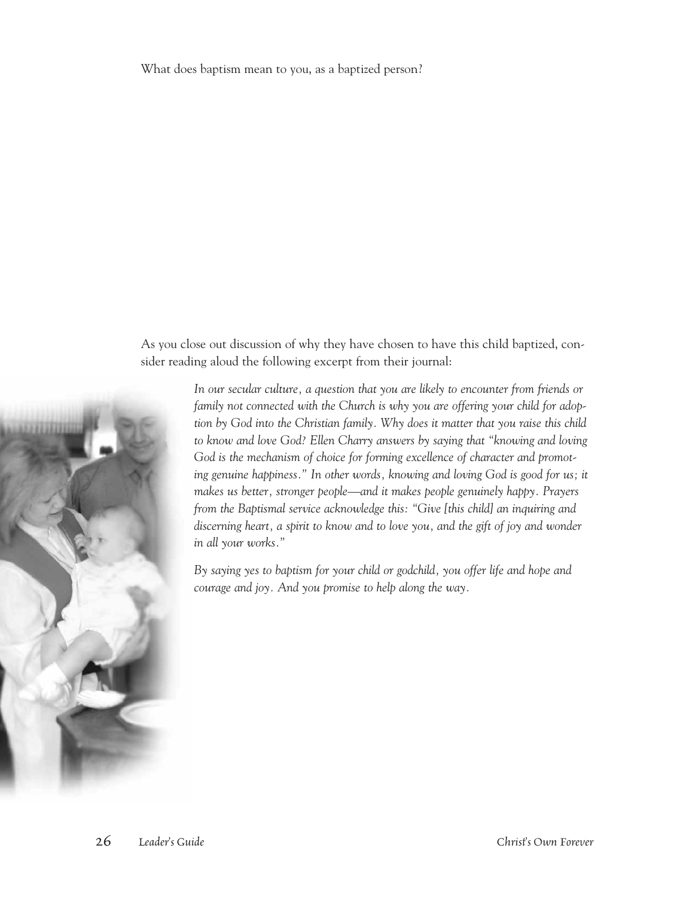What does baptism mean to you, as a baptized person?

As you close out discussion of why they have chosen to have this child baptized, consider reading aloud the following excerpt from their journal:

> *In our secular culture, a question that you are likely to encounter from friends or family not connected with the Church is why you are offering your child for adoption by God into the Christian family. Why does it matter that you raise this child to know and love God? Ellen Charry answers by saying that "knowing and loving God is the mechanism of choice for forming excellence of character and promoting genuine happiness." In other words, knowing and loving God is good for us; it makes us better, stronger people—and it makes people genuinely happy. Prayers from the Baptismal service acknowledge this: "Give [this child] an inquiring and discerning heart, a spirit to know and to love you, and the gift of joy and wonder in all your works."*
>
> *By saying yes to baptism for your child or godchild, you offer life and hope and courage and joy. And you promise to help along the way.*